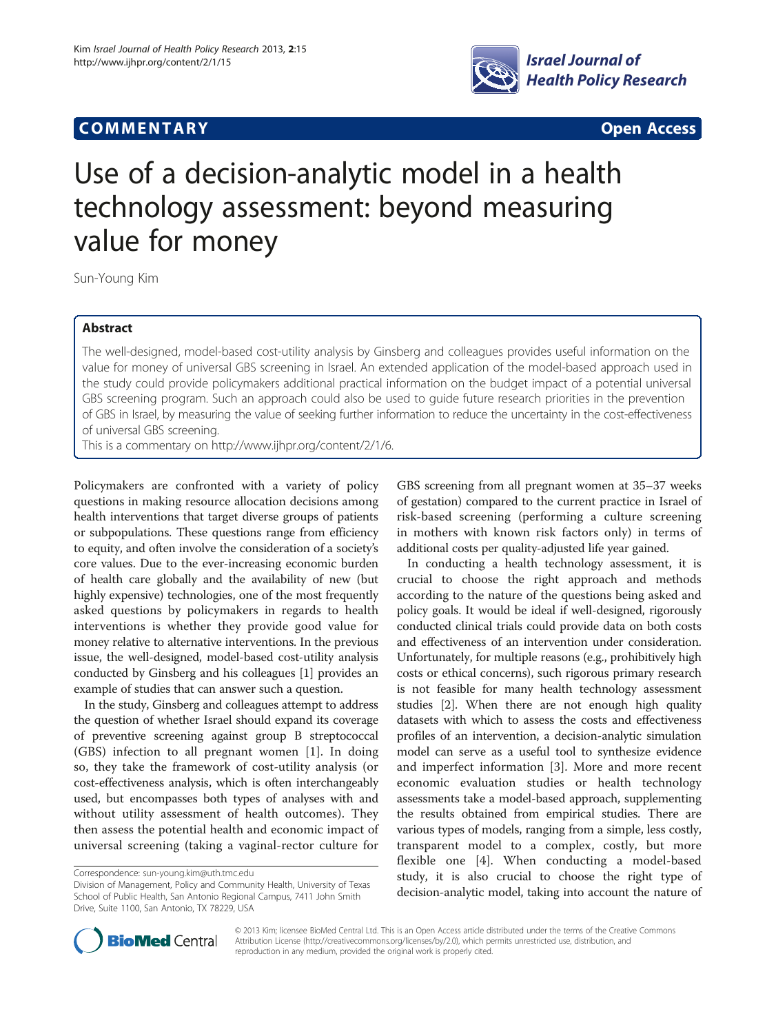**COMMENTARY** **Open Access**

# Use of a decision-analytic model in a health technology assessment: beyond measuring value for money

Sun-Young Kim

## Abstract

The well-designed, model-based cost-utility analysis by Ginsberg and colleagues provides useful information on the value for money of universal GBS screening in Israel. An extended application of the model-based approach used in the study could provide policymakers additional practical information on the budget impact of a potential universal GBS screening program. Such an approach could also be used to guide future research priorities in the prevention of GBS in Israel, by measuring the value of seeking further information to reduce the uncertainty in the cost-effectiveness of universal GBS screening.

This is a commentary on http://www.ijhpr.org/content/2/1/6.

Policymakers are confronted with a variety of policy questions in making resource allocation decisions among health interventions that target diverse groups of patients or subpopulations. These questions range from efficiency to equity, and often involve the consideration of a society's core values. Due to the ever-increasing economic burden of health care globally and the availability of new (but highly expensive) technologies, one of the most frequently asked questions by policymakers in regards to health interventions is whether they provide good value for money relative to alternative interventions. In the previous issue, the well-designed, model-based cost-utility analysis conducted by Ginsberg and his colleagues [1] provides an example of studies that can answer such a question.

In the study, Ginsberg and colleagues attempt to address the question of whether Israel should expand its coverage of preventive screening against group B streptococcal (GBS) infection to all pregnant women [1]. In doing so, they take the framework of cost-utility analysis (or cost-effectiveness analysis, which is often interchangeably used, but encompasses both types of analyses with and without utility assessment of health outcomes). They then assess the potential health and economic impact of universal screening (taking a vaginal-rector culture for GBS screening from all pregnant women at 35–37 weeks of gestation) compared to the current practice in Israel of risk-based screening (performing a culture screening in mothers with known risk factors only) in terms of additional costs per quality-adjusted life year gained.

In conducting a health technology assessment, it is crucial to choose the right approach and methods according to the nature of the questions being asked and policy goals. It would be ideal if well-designed, rigorously conducted clinical trials could provide data on both costs and effectiveness of an intervention under consideration. Unfortunately, for multiple reasons (e.g., prohibitively high costs or ethical concerns), such rigorous primary research is not feasible for many health technology assessment studies [2]. When there are not enough high quality datasets with which to assess the costs and effectiveness profiles of an intervention, a decision-analytic simulation model can serve as a useful tool to synthesize evidence and imperfect information [3]. More and more recent economic evaluation studies or health technology assessments take a model-based approach, supplementing the results obtained from empirical studies. There are various types of models, ranging from a simple, less costly, transparent model to a complex, costly, but more flexible one [4]. When conducting a model-based study, it is also crucial to choose the right type of decision-analytic model, taking into account the nature of

Correspondence: sun-young.kim@uth.tmc.edu
Division of Management, Policy and Community Health, University of Texas School of Public Health, San Antonio Regional Campus, 7411 John Smith Drive, Suite 1100, San Antonio, TX 78229, USA

© 2013 Kim; licensee BioMed Central Ltd. This is an Open Access article distributed under the terms of the Creative Commons Attribution License (http://creativecommons.org/licenses/by/2.0), which permits unrestricted use, distribution, and reproduction in any medium, provided the original work is properly cited.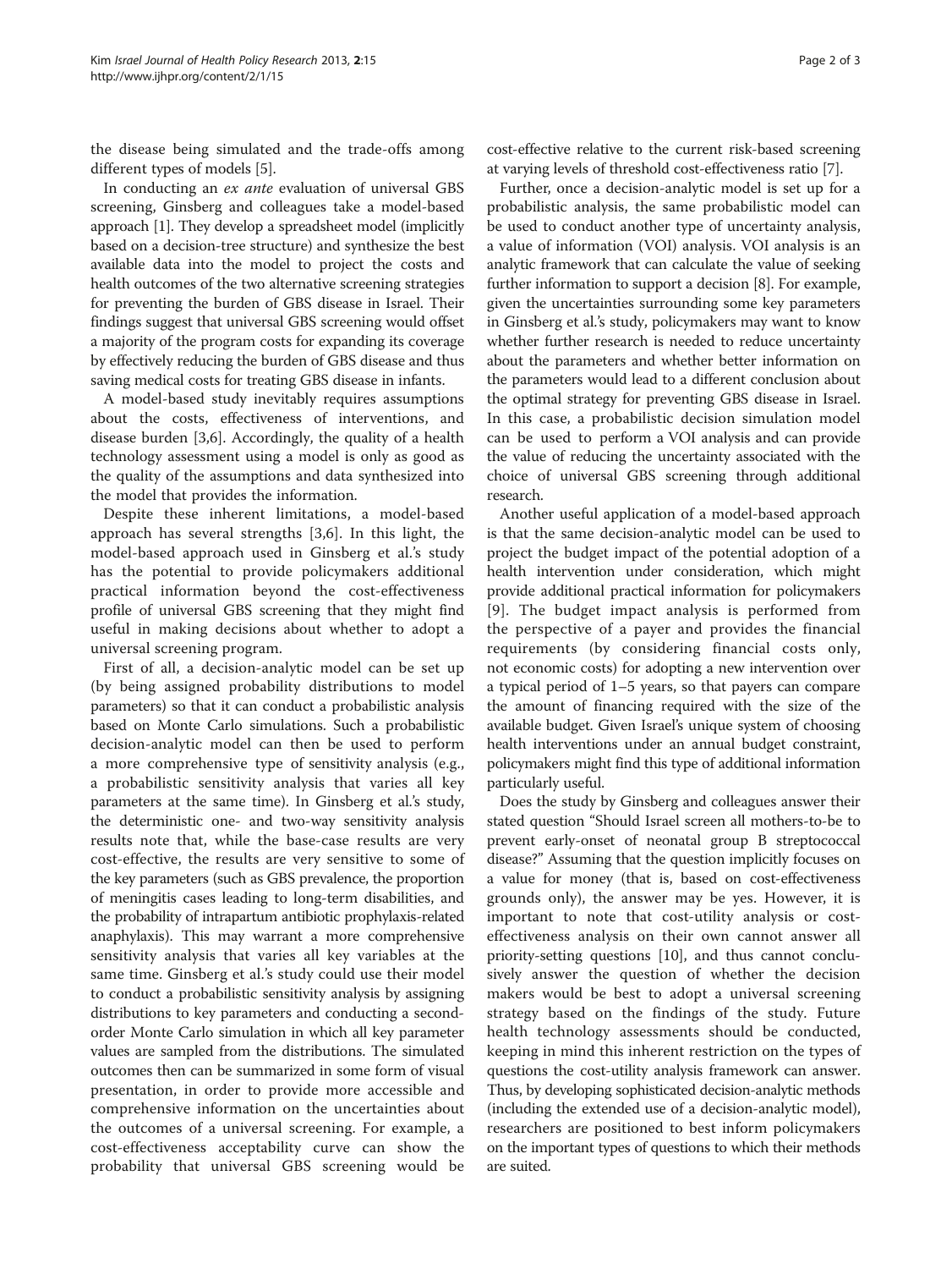the disease being simulated and the trade-offs among different types of models [5].

In conducting an *ex ante* evaluation of universal GBS screening, Ginsberg and colleagues take a model-based approach [1]. They develop a spreadsheet model (implicitly based on a decision-tree structure) and synthesize the best available data into the model to project the costs and health outcomes of the two alternative screening strategies for preventing the burden of GBS disease in Israel. Their findings suggest that universal GBS screening would offset a majority of the program costs for expanding its coverage by effectively reducing the burden of GBS disease and thus saving medical costs for treating GBS disease in infants.

A model-based study inevitably requires assumptions about the costs, effectiveness of interventions, and disease burden [3,6]. Accordingly, the quality of a health technology assessment using a model is only as good as the quality of the assumptions and data synthesized into the model that provides the information.

Despite these inherent limitations, a model-based approach has several strengths [3,6]. In this light, the model-based approach used in Ginsberg et al.'s study has the potential to provide policymakers additional practical information beyond the cost-effectiveness profile of universal GBS screening that they might find useful in making decisions about whether to adopt a universal screening program.

First of all, a decision-analytic model can be set up (by being assigned probability distributions to model parameters) so that it can conduct a probabilistic analysis based on Monte Carlo simulations. Such a probabilistic decision-analytic model can then be used to perform a more comprehensive type of sensitivity analysis (e.g., a probabilistic sensitivity analysis that varies all key parameters at the same time). In Ginsberg et al.'s study, the deterministic one- and two-way sensitivity analysis results note that, while the base-case results are very cost-effective, the results are very sensitive to some of the key parameters (such as GBS prevalence, the proportion of meningitis cases leading to long-term disabilities, and the probability of intrapartum antibiotic prophylaxis-related anaphylaxis). This may warrant a more comprehensive sensitivity analysis that varies all key variables at the same time. Ginsberg et al.'s study could use their model to conduct a probabilistic sensitivity analysis by assigning distributions to key parameters and conducting a second-order Monte Carlo simulation in which all key parameter values are sampled from the distributions. The simulated outcomes then can be summarized in some form of visual presentation, in order to provide more accessible and comprehensive information on the uncertainties about the outcomes of a universal screening. For example, a cost-effectiveness acceptability curve can show the probability that universal GBS screening would be cost-effective relative to the current risk-based screening at varying levels of threshold cost-effectiveness ratio [7].

Further, once a decision-analytic model is set up for a probabilistic analysis, the same probabilistic model can be used to conduct another type of uncertainty analysis, a value of information (VOI) analysis. VOI analysis is an analytic framework that can calculate the value of seeking further information to support a decision [8]. For example, given the uncertainties surrounding some key parameters in Ginsberg et al.'s study, policymakers may want to know whether further research is needed to reduce uncertainty about the parameters and whether better information on the parameters would lead to a different conclusion about the optimal strategy for preventing GBS disease in Israel. In this case, a probabilistic decision simulation model can be used to perform a VOI analysis and can provide the value of reducing the uncertainty associated with the choice of universal GBS screening through additional research.

Another useful application of a model-based approach is that the same decision-analytic model can be used to project the budget impact of the potential adoption of a health intervention under consideration, which might provide additional practical information for policymakers [9]. The budget impact analysis is performed from the perspective of a payer and provides the financial requirements (by considering financial costs only, not economic costs) for adopting a new intervention over a typical period of 1–5 years, so that payers can compare the amount of financing required with the size of the available budget. Given Israel's unique system of choosing health interventions under an annual budget constraint, policymakers might find this type of additional information particularly useful.

Does the study by Ginsberg and colleagues answer their stated question "Should Israel screen all mothers-to-be to prevent early-onset of neonatal group B streptococcal disease?" Assuming that the question implicitly focuses on a value for money (that is, based on cost-effectiveness grounds only), the answer may be yes. However, it is important to note that cost-utility analysis or cost-effectiveness analysis on their own cannot answer all priority-setting questions [10], and thus cannot conclusively answer the question of whether the decision makers would be best to adopt a universal screening strategy based on the findings of the study. Future health technology assessments should be conducted, keeping in mind this inherent restriction on the types of questions the cost-utility analysis framework can answer. Thus, by developing sophisticated decision-analytic methods (including the extended use of a decision-analytic model), researchers are positioned to best inform policymakers on the important types of questions to which their methods are suited.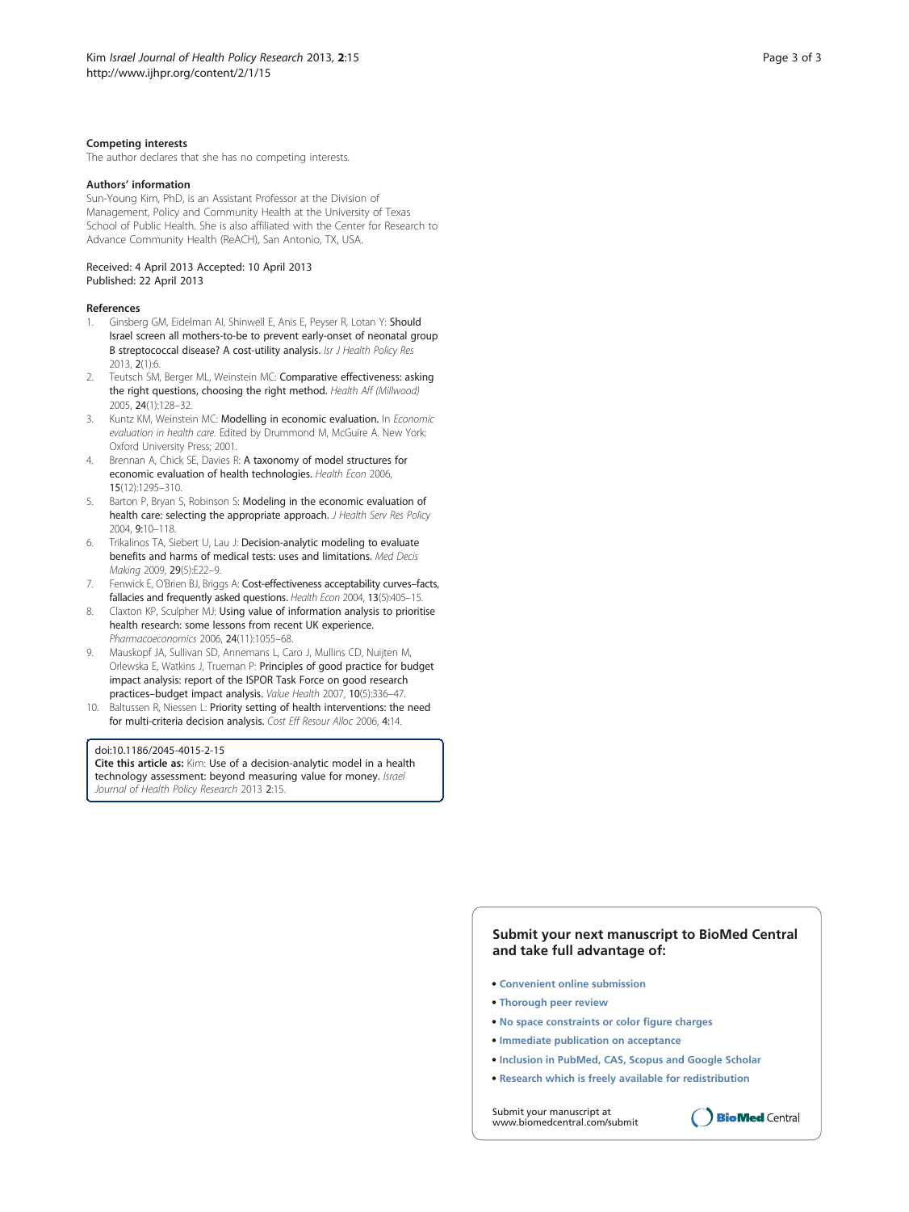### Competing interests

The author declares that she has no competing interests.

### Authors' information

Sun-Young Kim, PhD, is an Assistant Professor at the Division of Management, Policy and Community Health at the University of Texas School of Public Health. She is also affiliated with the Center for Research to Advance Community Health (ReACH), San Antonio, TX, USA.

Received: 4 April 2013 Accepted: 10 April 2013
Published: 22 April 2013

### References

1. Ginsberg GM, Eidelman AI, Shinwell E, Anis E, Peyser R, Lotan Y: **Should Israel screen all mothers-to-be to prevent early-onset of neonatal group B streptococcal disease? A cost-utility analysis.** *Isr J Health Policy Res* 2013, **2**(1):6.
2. Teutsch SM, Berger ML, Weinstein MC: **Comparative effectiveness: asking the right questions, choosing the right method.** *Health Aff (Millwood)* 2005, **24**(1):128–32.
3. Kuntz KM, Weinstein MC: **Modelling in economic evaluation.** In *Economic evaluation in health care.* Edited by Drummond M, McGuire A. New York: Oxford University Press; 2001.
4. Brennan A, Chick SE, Davies R: **A taxonomy of model structures for economic evaluation of health technologies.** *Health Econ* 2006, **15**(12):1295–310.
5. Barton P, Bryan S, Robinson S: **Modeling in the economic evaluation of health care: selecting the appropriate approach.** *J Health Serv Res Policy* 2004, **9**:10–118.
6. Trikalinos TA, Siebert U, Lau J: **Decision-analytic modeling to evaluate benefits and harms of medical tests: uses and limitations.** *Med Decis Making* 2009, **29**(5):E22–9.
7. Fenwick E, O'Brien BJ, Briggs A: **Cost-effectiveness acceptability curves–facts, fallacies and frequently asked questions.** *Health Econ* 2004, **13**(5):405–15.
8. Claxton KP, Sculpher MJ: **Using value of information analysis to prioritise health research: some lessons from recent UK experience.** *Pharmacoeconomics* 2006, **24**(11):1055–68.
9. Mauskopf JA, Sullivan SD, Annemans L, Caro J, Mullins CD, Nuijten M, Orlewska E, Watkins J, Trueman P: **Principles of good practice for budget impact analysis: report of the ISPOR Task Force on good research practices–budget impact analysis.** *Value Health* 2007, **10**(5):336–47.
10. Baltussen R, Niessen L: **Priority setting of health interventions: the need for multi-criteria decision analysis.** *Cost Eff Resour Alloc* 2006, **4**:14.

doi:10.1186/2045-4015-2-15
**Cite this article as:** Kim: Use of a decision-analytic model in a health technology assessment: beyond measuring value for money. *Israel Journal of Health Policy Research* 2013 **2**:15.

**Submit your next manuscript to BioMed Central and take full advantage of:**

- **Convenient online submission**
- **Thorough peer review**
- **No space constraints or color figure charges**
- **Immediate publication on acceptance**
- **Inclusion in PubMed, CAS, Scopus and Google Scholar**
- **Research which is freely available for redistribution**

Submit your manuscript at
www.biomedcentral.com/submit